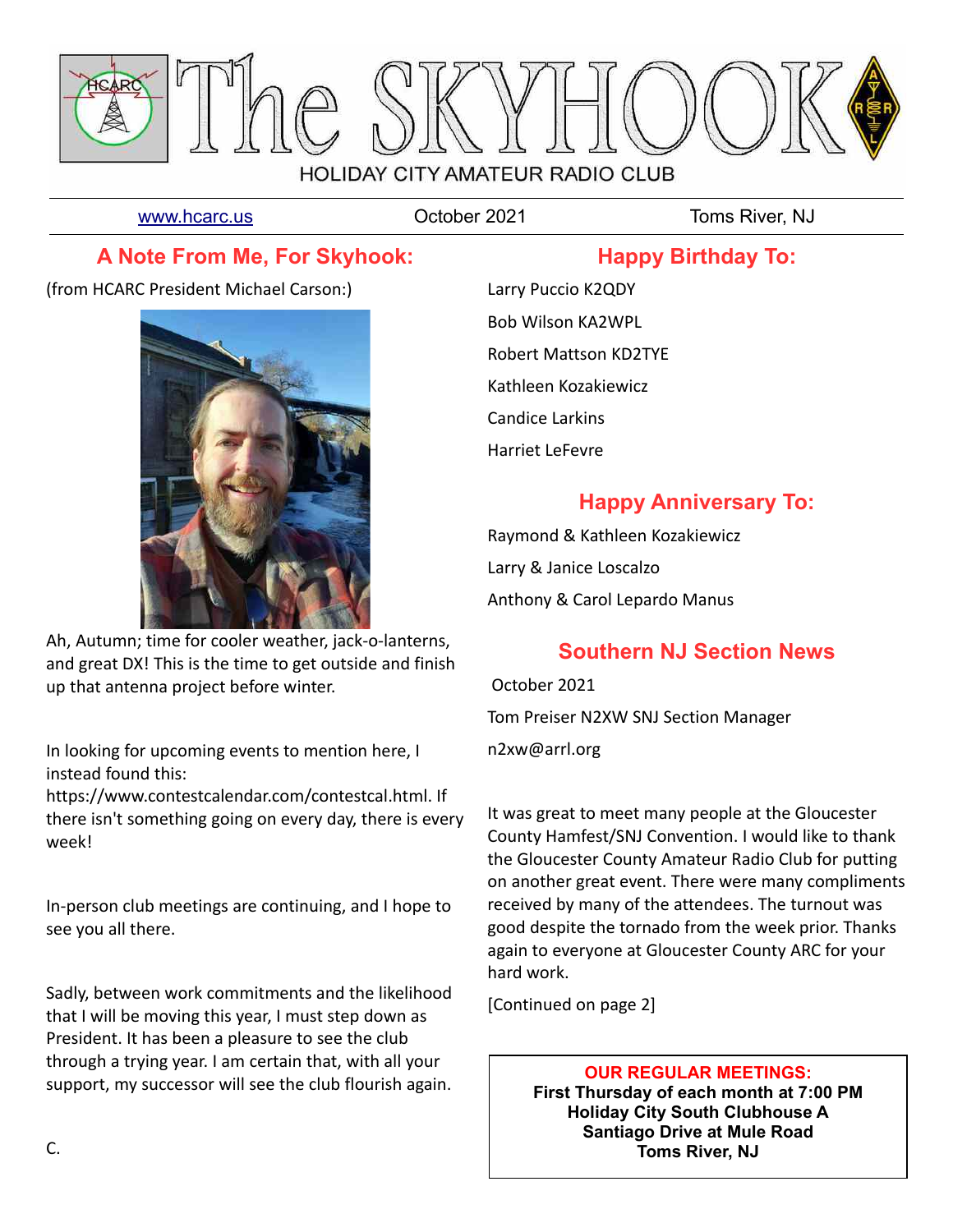# The SKYHOOK

HOLIDAY CITY AMATEUR RADIO CLUB

www.hcarc.us | October 2021 | Toms River, NJ

## A Note From Me, For Skyhook:

(from HCARC President Michael Carson:)

Ah, Autumn; time for cooler weather, jack-o-lanterns, and great DX! This is the time to get outside and finish up that antenna project before winter.

In looking for upcoming events to mention here, I instead found this: https://www.contestcalendar.com/contestcal.html. If there isn't something going on every day, there is every week!

In-person club meetings are continuing, and I hope to see you all there.

Sadly, between work commitments and the likelihood that I will be moving this year, I must step down as President. It has been a pleasure to see the club through a trying year. I am certain that, with all your support, my successor will see the club flourish again.

C.

## Happy Birthday To:

Larry Puccio K2QDY

Bob Wilson KA2WPL

Robert Mattson KD2TYE

Kathleen Kozakiewicz

Candice Larkins

Harriet LeFevre

## Happy Anniversary To:

Raymond & Kathleen Kozakiewicz

Larry & Janice Loscalzo

Anthony & Carol Lepardo Manus

## Southern NJ Section News

October 2021

Tom Preiser N2XW SNJ Section Manager

n2xw@arrl.org

It was great to meet many people at the Gloucester County Hamfest/SNJ Convention. I would like to thank the Gloucester County Amateur Radio Club for putting on another great event. There were many compliments received by many of the attendees. The turnout was good despite the tornado from the week prior. Thanks again to everyone at Gloucester County ARC for your hard work.

[Continued on page 2]

**OUR REGULAR MEETINGS:**
**First Thursday of each month at 7:00 PM**
**Holiday City South Clubhouse A**
**Santiago Drive at Mule Road**
**Toms River, NJ**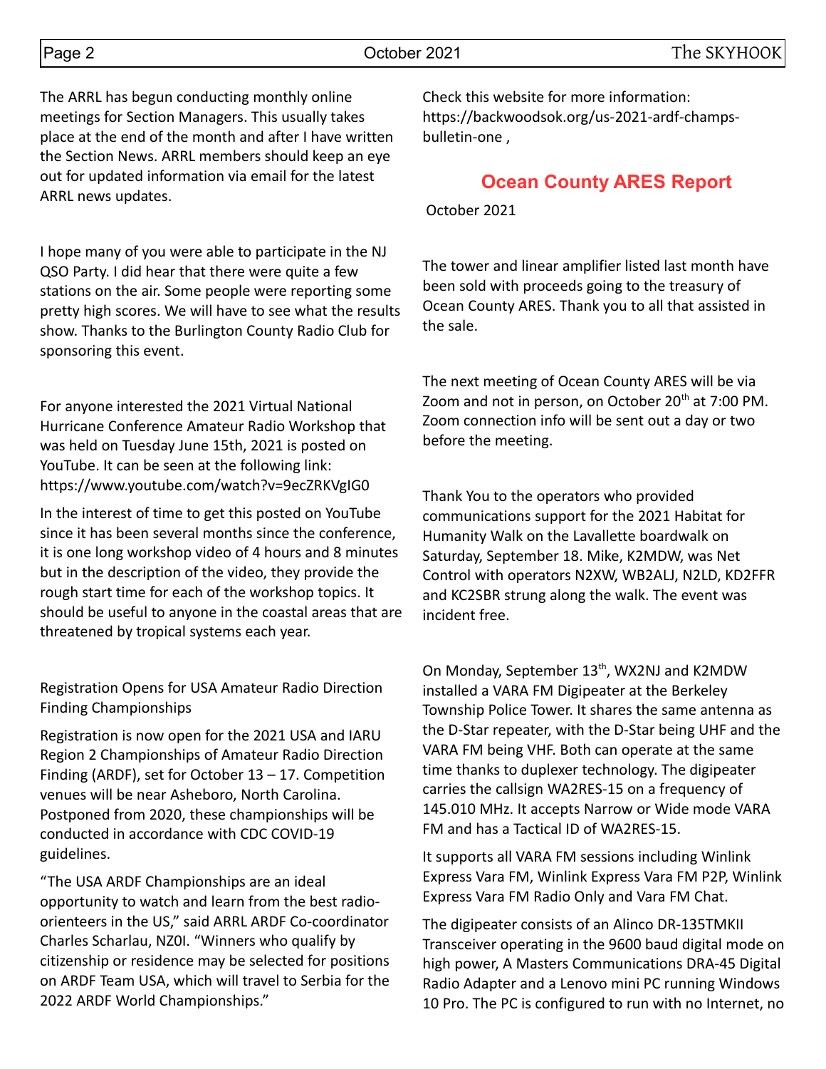The ARRL has begun conducting monthly online meetings for Section Managers. This usually takes place at the end of the month and after I have written the Section News. ARRL members should keep an eye out for updated information via email for the latest ARRL news updates.

I hope many of you were able to participate in the NJ QSO Party. I did hear that there were quite a few stations on the air. Some people were reporting some pretty high scores. We will have to see what the results show. Thanks to the Burlington County Radio Club for sponsoring this event.

For anyone interested the 2021 Virtual National Hurricane Conference Amateur Radio Workshop that was held on Tuesday June 15th, 2021 is posted on YouTube. It can be seen at the following link: https://www.youtube.com/watch?v=9ecZRKVgIG0

In the interest of time to get this posted on YouTube since it has been several months since the conference, it is one long workshop video of 4 hours and 8 minutes but in the description of the video, they provide the rough start time for each of the workshop topics. It should be useful to anyone in the coastal areas that are threatened by tropical systems each year.

Registration Opens for USA Amateur Radio Direction Finding Championships

Registration is now open for the 2021 USA and IARU Region 2 Championships of Amateur Radio Direction Finding (ARDF), set for October 13 – 17. Competition venues will be near Asheboro, North Carolina. Postponed from 2020, these championships will be conducted in accordance with CDC COVID-19 guidelines.

"The USA ARDF Championships are an ideal opportunity to watch and learn from the best radio-orienteers in the US," said ARRL ARDF Co-coordinator Charles Scharlau, NZ0I. "Winners who qualify by citizenship or residence may be selected for positions on ARDF Team USA, which will travel to Serbia for the 2022 ARDF World Championships."

Check this website for more information: https://backwoodsok.org/us-2021-ardf-champs-bulletin-one ,

## Ocean County ARES Report

October 2021

The tower and linear amplifier listed last month have been sold with proceeds going to the treasury of Ocean County ARES. Thank you to all that assisted in the sale.

The next meeting of Ocean County ARES will be via Zoom and not in person, on October 20th at 7:00 PM. Zoom connection info will be sent out a day or two before the meeting.

Thank You to the operators who provided communications support for the 2021 Habitat for Humanity Walk on the Lavallette boardwalk on Saturday, September 18. Mike, K2MDW, was Net Control with operators N2XW, WB2ALJ, N2LD, KD2FFR and KC2SBR strung along the walk. The event was incident free.

On Monday, September 13th, WX2NJ and K2MDW installed a VARA FM Digipeater at the Berkeley Township Police Tower. It shares the same antenna as the D-Star repeater, with the D-Star being UHF and the VARA FM being VHF. Both can operate at the same time thanks to duplexer technology. The digipeater carries the callsign WA2RES-15 on a frequency of 145.010 MHz. It accepts Narrow or Wide mode VARA FM and has a Tactical ID of WA2RES-15.

It supports all VARA FM sessions including Winlink Express Vara FM, Winlink Express Vara FM P2P, Winlink Express Vara FM Radio Only and Vara FM Chat.

The digipeater consists of an Alinco DR-135TMKII Transceiver operating in the 9600 baud digital mode on high power, A Masters Communications DRA-45 Digital Radio Adapter and a Lenovo mini PC running Windows 10 Pro. The PC is configured to run with no Internet, no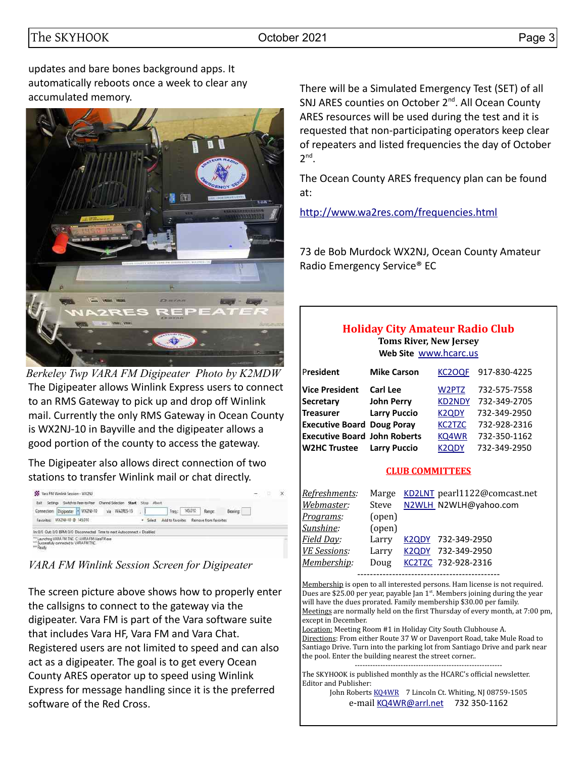updates and bare bones background apps. It automatically reboots once a week to clear any accumulated memory.

*Berkeley Twp VARA FM Digipeater Photo by K2MDW*

The Digipeater allows Winlink Express users to connect to an RMS Gateway to pick up and drop off Winlink mail. Currently the only RMS Gateway in Ocean County is WX2NJ-10 in Bayville and the digipeater allows a good portion of the county to access the gateway.

The Digipeater also allows direct connection of two stations to transfer Winlink mail or chat directly.

*VARA FM Winlink Session Screen for Digipeater*

The screen picture above shows how to properly enter the callsigns to connect to the gateway via the digipeater. Vara FM is part of the Vara software suite that includes Vara HF, Vara FM and Vara Chat. Registered users are not limited to speed and can also act as a digipeater. The goal is to get every Ocean County ARES operator up to speed using Winlink Express for message handling since it is the preferred software of the Red Cross.

There will be a Simulated Emergency Test (SET) of all SNJ ARES counties on October 2nd. All Ocean County ARES resources will be used during the test and it is requested that non-participating operators keep clear of repeaters and listed frequencies the day of October 2nd.

The Ocean County ARES frequency plan can be found at:

http://www.wa2res.com/frequencies.html

73 de Bob Murdock WX2NJ, Ocean County Amateur Radio Emergency Service® EC

## Holiday City Amateur Radio Club

**Toms River, New Jersey**

**Web Site** www.hcarc.us

| | | | |
|---|---|---|---|
| **President** | **Mike Carson** | KC2OQF | 917-830-4225 |
| **Vice President** | **Carl Lee** | W2PTZ | 732-575-7558 |
| **Secretary** | **John Perry** | KD2NDY | 732-349-2705 |
| **Treasurer** | **Larry Puccio** | K2QDY | 732-349-2950 |
| **Executive Board** | **Doug Poray** | KC2TZC | 732-928-2316 |
| **Executive Board** | **John Roberts** | KQ4WR | 732-350-1162 |
| **W2HC Trustee** | **Larry Puccio** | K2QDY | 732-349-2950 |

**CLUB COMMITTEES**

| | | | |
|---|---|---|---|
| *Refreshments:* | Marge | KD2LNT | pearl1122@comcast.net |
| *Webmaster:* | Steve | N2WLH | N2WLH@yahoo.com |
| *Programs:* | (open) | | |
| *Sunshine:* | (open) | | |
| *Field Day:* | Larry | K2QDY | 732-349-2950 |
| *VE Sessions:* | Larry | K2QDY | 732-349-2950 |
| *Membership:* | Doug | KC2TZC | 732-928-2316 |

---

Membership is open to all interested persons. Ham license is not required. Dues are $25.00 per year, payable Jan 1st. Members joining during the year will have the dues prorated. Family membership $30.00 per family.

Meetings are normally held on the first Thursday of every month, at 7:00 pm, except in December.

Location: Meeting Room #1 in Holiday City South Clubhouse A.

Directions: From either Route 37 W or Davenport Road, take Mule Road to Santiago Drive. Turn into the parking lot from Santiago Drive and park near the pool. Enter the building nearest the street corner..

---

The SKYHOOK is published monthly as the HCARC's official newsletter.
Editor and Publisher:
John Roberts KQ4WR 7 Lincoln Ct. Whiting, NJ 08759-1505
e-mail KQ4WR@arrl.net 732 350-1162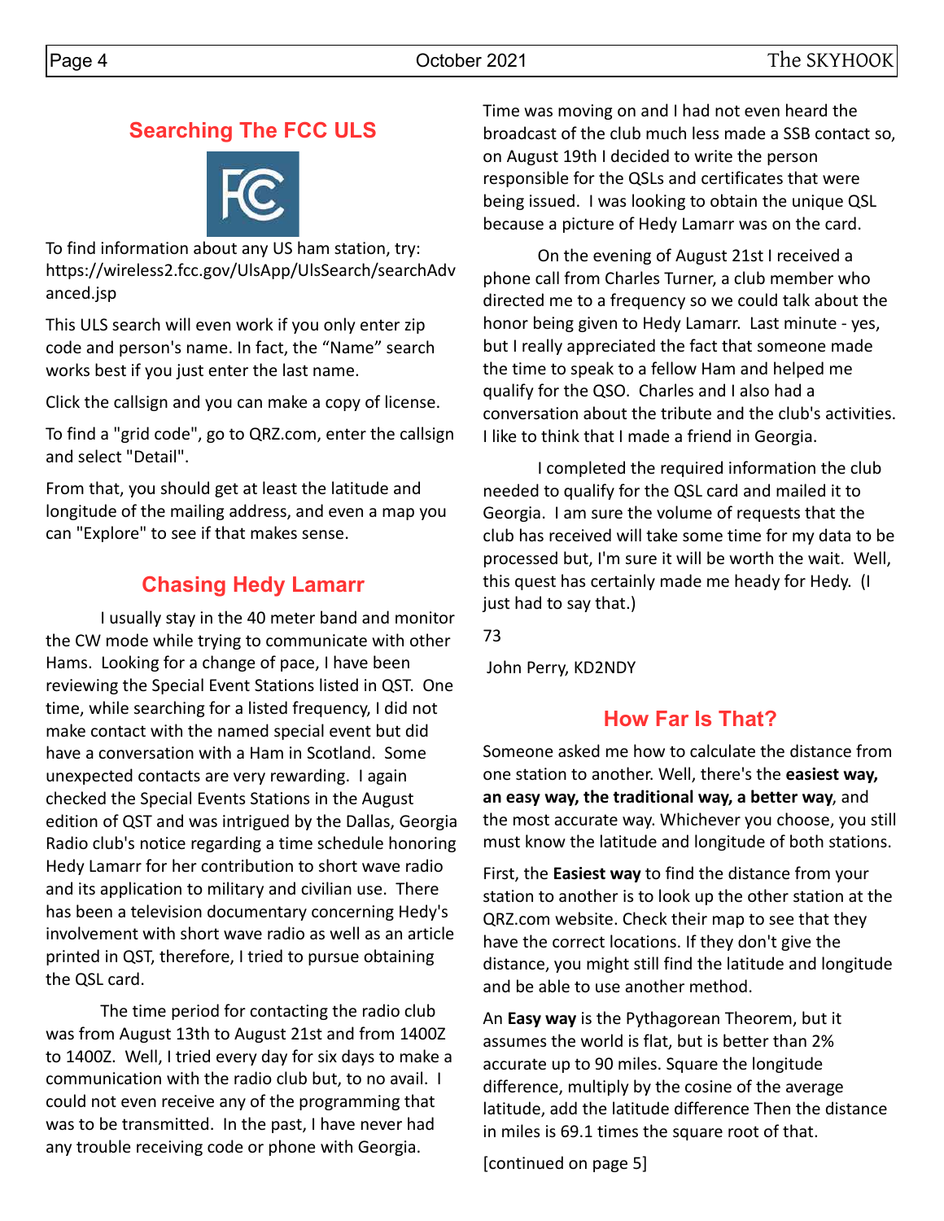## Searching The FCC ULS

To find information about any US ham station, try: https://wireless2.fcc.gov/UlsApp/UlsSearch/searchAdvanced.jsp

This ULS search will even work if you only enter zip code and person's name. In fact, the “Name” search works best if you just enter the last name.

Click the callsign and you can make a copy of license.

To find a "grid code", go to QRZ.com, enter the callsign and select "Detail".

From that, you should get at least the latitude and longitude of the mailing address, and even a map you can "Explore" to see if that makes sense.

## Chasing Hedy Lamarr

I usually stay in the 40 meter band and monitor the CW mode while trying to communicate with other Hams. Looking for a change of pace, I have been reviewing the Special Event Stations listed in QST. One time, while searching for a listed frequency, I did not make contact with the named special event but did have a conversation with a Ham in Scotland. Some unexpected contacts are very rewarding. I again checked the Special Events Stations in the August edition of QST and was intrigued by the Dallas, Georgia Radio club's notice regarding a time schedule honoring Hedy Lamarr for her contribution to short wave radio and its application to military and civilian use. There has been a television documentary concerning Hedy's involvement with short wave radio as well as an article printed in QST, therefore, I tried to pursue obtaining the QSL card.

The time period for contacting the radio club was from August 13th to August 21st and from 1400Z to 1400Z. Well, I tried every day for six days to make a communication with the radio club but, to no avail. I could not even receive any of the programming that was to be transmitted. In the past, I have never had any trouble receiving code or phone with Georgia. Time was moving on and I had not even heard the broadcast of the club much less made a SSB contact so, on August 19th I decided to write the person responsible for the QSLs and certificates that were being issued. I was looking to obtain the unique QSL because a picture of Hedy Lamarr was on the card.

On the evening of August 21st I received a phone call from Charles Turner, a club member who directed me to a frequency so we could talk about the honor being given to Hedy Lamarr. Last minute - yes, but I really appreciated the fact that someone made the time to speak to a fellow Ham and helped me qualify for the QSO. Charles and I also had a conversation about the tribute and the club's activities. I like to think that I made a friend in Georgia.

I completed the required information the club needed to qualify for the QSL card and mailed it to Georgia. I am sure the volume of requests that the club has received will take some time for my data to be processed but, I'm sure it will be worth the wait. Well, this quest has certainly made me heady for Hedy. (I just had to say that.)

73

John Perry, KD2NDY

## How Far Is That?

Someone asked me how to calculate the distance from one station to another. Well, there's the **easiest way, an easy way, the traditional way, a better way**, and the most accurate way. Whichever you choose, you still must know the latitude and longitude of both stations.

First, the **Easiest way** to find the distance from your station to another is to look up the other station at the QRZ.com website. Check their map to see that they have the correct locations. If they don't give the distance, you might still find the latitude and longitude and be able to use another method.

An **Easy way** is the Pythagorean Theorem, but it assumes the world is flat, but is better than 2% accurate up to 90 miles. Square the longitude difference, multiply by the cosine of the average latitude, add the latitude difference Then the distance in miles is 69.1 times the square root of that.

[continued on page 5]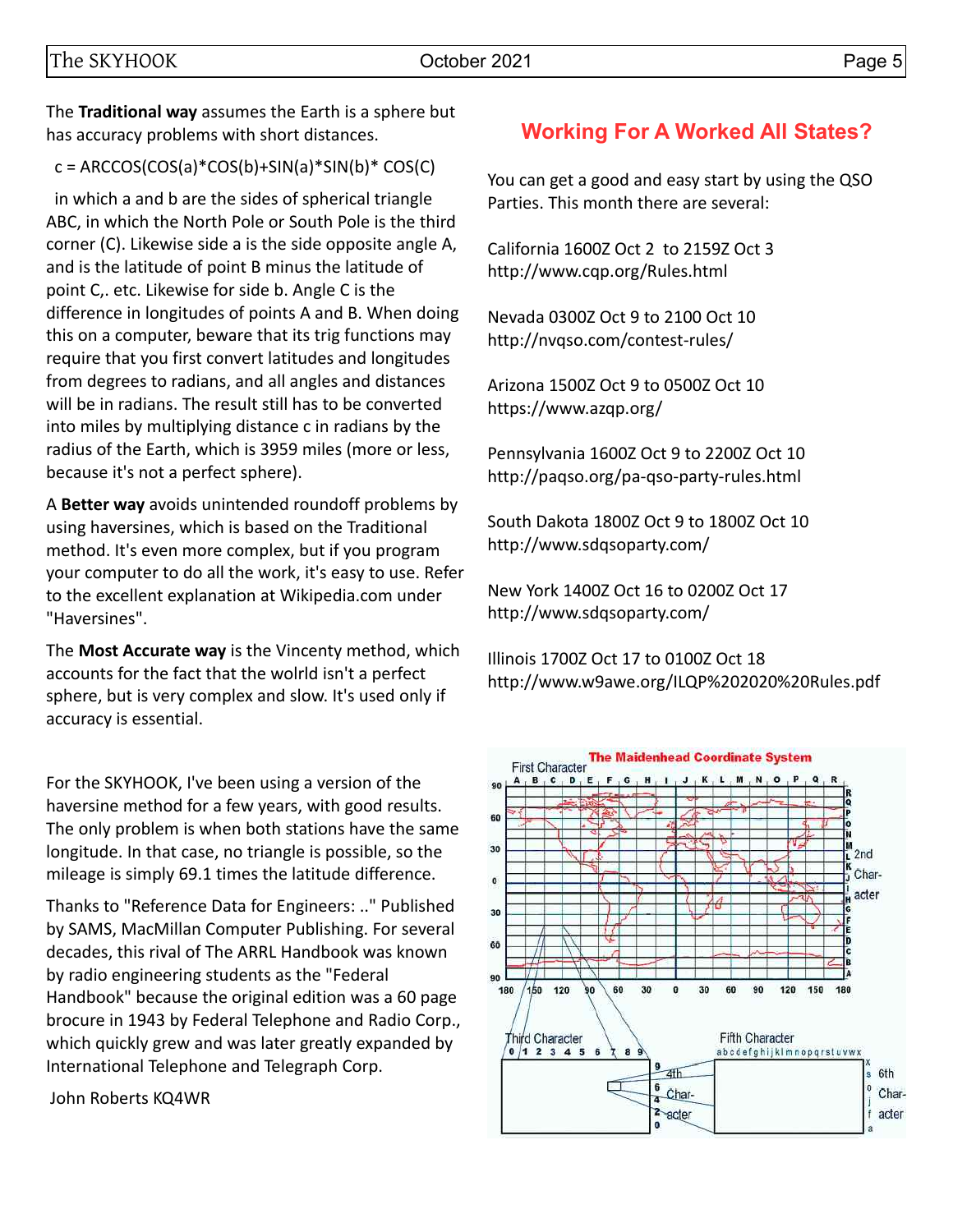The **Traditional way** assumes the Earth is a sphere but has accuracy problems with short distances.

c = ARCCOS(COS(a)*COS(b)+SIN(a)*SIN(b)* COS(C)

in which a and b are the sides of spherical triangle ABC, in which the North Pole or South Pole is the third corner (C). Likewise side a is the side opposite angle A, and is the latitude of point B minus the latitude of point C,. etc. Likewise for side b. Angle C is the difference in longitudes of points A and B. When doing this on a computer, beware that its trig functions may require that you first convert latitudes and longitudes from degrees to radians, and all angles and distances will be in radians. The result still has to be converted into miles by multiplying distance c in radians by the radius of the Earth, which is 3959 miles (more or less, because it's not a perfect sphere).

A **Better way** avoids unintended roundoff problems by using haversines, which is based on the Traditional method. It's even more complex, but if you program your computer to do all the work, it's easy to use. Refer to the excellent explanation at Wikipedia.com under "Haversines".

The **Most Accurate way** is the Vincenty method, which accounts for the fact that the wolrld isn't a perfect sphere, but is very complex and slow. It's used only if accuracy is essential.

For the SKYHOOK, I've been using a version of the haversine method for a few years, with good results. The only problem is when both stations have the same longitude. In that case, no triangle is possible, so the mileage is simply 69.1 times the latitude difference.

Thanks to "Reference Data for Engineers: .." Published by SAMS, MacMillan Computer Publishing. For several decades, this rival of The ARRL Handbook was known by radio engineering students as the "Federal Handbook" because the original edition was a 60 page brocure in 1943 by Federal Telephone and Radio Corp., which quickly grew and was later greatly expanded by International Telephone and Telegraph Corp.

John Roberts KQ4WR

## Working For A Worked All States?

You can get a good and easy start by using the QSO Parties. This month there are several:

California 1600Z Oct 2 to 2159Z Oct 3
http://www.cqp.org/Rules.html

Nevada 0300Z Oct 9 to 2100 Oct 10
http://nvqso.com/contest-rules/

Arizona 1500Z Oct 9 to 0500Z Oct 10
https://www.azqp.org/

Pennsylvania 1600Z Oct 9 to 2200Z Oct 10
http://paqso.org/pa-qso-party-rules.html

South Dakota 1800Z Oct 9 to 1800Z Oct 10
http://www.sdqsoparty.com/

New York 1400Z Oct 16 to 0200Z Oct 17
http://www.sdqsoparty.com/

Illinois 1700Z Oct 17 to 0100Z Oct 18
http://www.w9awe.org/ILQP%202020%20Rules.pdf

The Maidenhead Coordinate System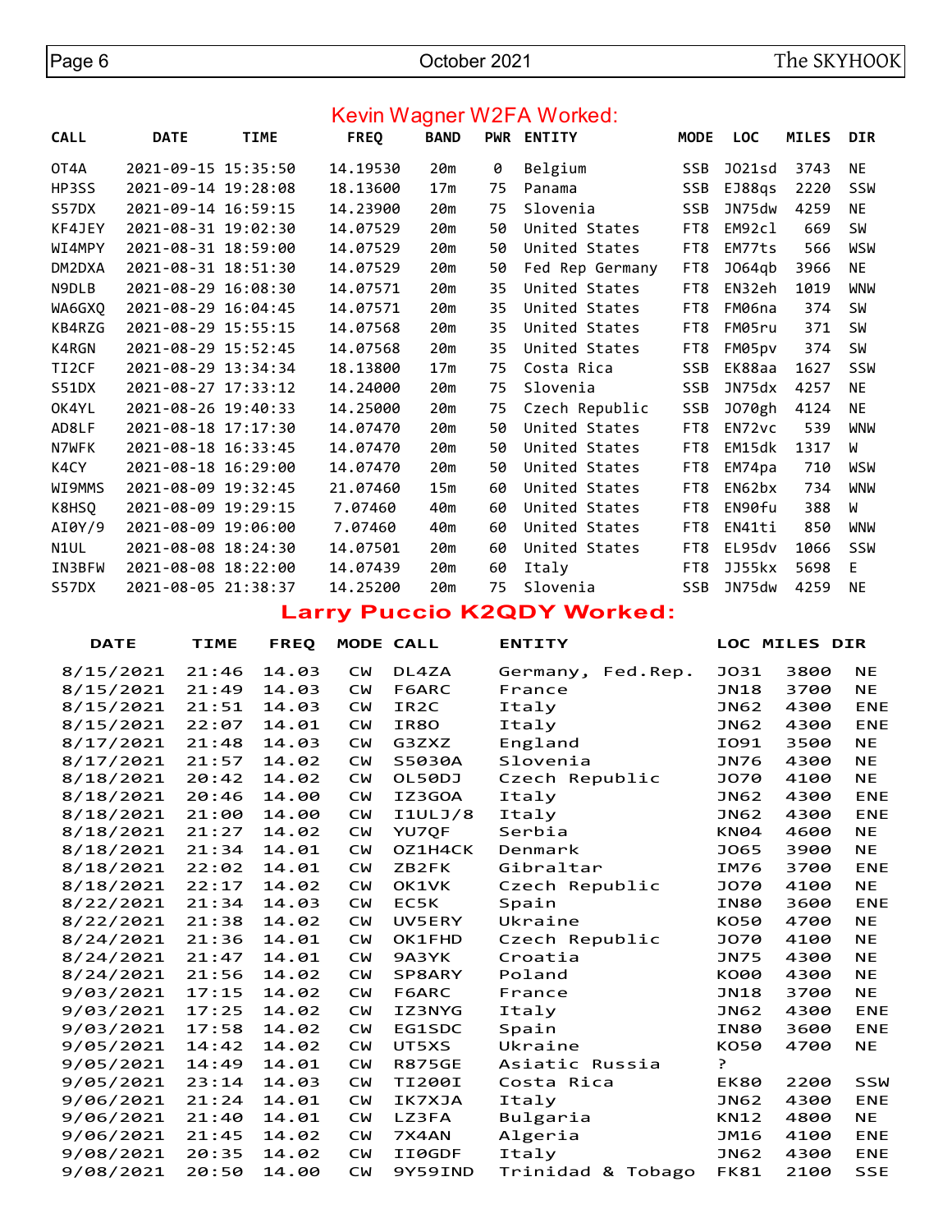## Kevin Wagner W2FA Worked:

| CALL | DATE | TIME | FREQ | BAND | PWR | ENTITY | MODE | LOC | MILES | DIR |
|---|---|---|---|---|---|---|---|---|---|---|
| OT4A | 2021-09-15 | 15:35:50 | 14.19530 | 20m | 0 | Belgium | SSB | JO21sd | 3743 | NE |
| HP3SS | 2021-09-14 | 19:28:08 | 18.13600 | 17m | 75 | Panama | SSB | EJ88qs | 2220 | SSW |
| S57DX | 2021-09-14 | 16:59:15 | 14.23900 | 20m | 75 | Slovenia | SSB | JN75dw | 4259 | NE |
| KF4JEY | 2021-08-31 | 19:02:30 | 14.07529 | 20m | 50 | United States | FT8 | EM92cl | 669 | SW |
| WI4MPY | 2021-08-31 | 18:59:00 | 14.07529 | 20m | 50 | United States | FT8 | EM77ts | 566 | WSW |
| DM2DXA | 2021-08-31 | 18:51:30 | 14.07529 | 20m | 50 | Fed Rep Germany | FT8 | JO64qb | 3966 | NE |
| N9DLB | 2021-08-29 | 16:08:30 | 14.07571 | 20m | 35 | United States | FT8 | EN32eh | 1019 | WNW |
| WA6GXQ | 2021-08-29 | 16:04:45 | 14.07571 | 20m | 35 | United States | FT8 | FM06na | 374 | SW |
| KB4RZG | 2021-08-29 | 15:55:15 | 14.07568 | 20m | 35 | United States | FT8 | FM05ru | 371 | SW |
| K4RGN | 2021-08-29 | 15:52:45 | 14.07568 | 20m | 35 | United States | FT8 | FM05pv | 374 | SW |
| TI2CF | 2021-08-29 | 13:34:34 | 18.13800 | 17m | 75 | Costa Rica | SSB | EK88aa | 1627 | SSW |
| S51DX | 2021-08-27 | 17:33:12 | 14.24000 | 20m | 75 | Slovenia | SSB | JN75dx | 4257 | NE |
| OK4YL | 2021-08-26 | 19:40:33 | 14.25000 | 20m | 75 | Czech Republic | SSB | JO70gh | 4124 | NE |
| AD8LF | 2021-08-18 | 17:17:30 | 14.07470 | 20m | 50 | United States | FT8 | EN72vc | 539 | WNW |
| N7WFK | 2021-08-18 | 16:33:45 | 14.07470 | 20m | 50 | United States | FT8 | EM15dk | 1317 | W |
| K4CY | 2021-08-18 | 16:29:00 | 14.07470 | 20m | 50 | United States | FT8 | EM74pa | 710 | WSW |
| WI9MMS | 2021-08-09 | 19:32:45 | 21.07460 | 15m | 60 | United States | FT8 | EN62bx | 734 | WNW |
| K8HSQ | 2021-08-09 | 19:29:15 | 7.07460 | 40m | 60 | United States | FT8 | EN90fu | 388 | W |
| AI0Y/9 | 2021-08-09 | 19:06:00 | 7.07460 | 40m | 60 | United States | FT8 | EN41ti | 850 | WNW |
| N1UL | 2021-08-08 | 18:24:30 | 14.07501 | 20m | 60 | United States | FT8 | EL95dv | 1066 | SSW |
| IN3BFW | 2021-08-08 | 18:22:00 | 14.07439 | 20m | 60 | Italy | FT8 | JJ55kx | 5698 | E |
| S57DX | 2021-08-05 | 21:38:37 | 14.25200 | 20m | 75 | Slovenia | SSB | JN75dw | 4259 | NE |

## Larry Puccio K2QDY Worked:

| DATE | TIME | FREQ | MODE | CALL | ENTITY | LOC | MILES | DIR |
|---|---|---|---|---|---|---|---|---|
| 8/15/2021 | 21:46 | 14.03 | CW | DL4ZA | Germany, Fed.Rep. | JO31 | 3800 | NE |
| 8/15/2021 | 21:49 | 14.03 | CW | F6ARC | France | JN18 | 3700 | NE |
| 8/15/2021 | 21:51 | 14.03 | CW | IR2C | Italy | JN62 | 4300 | ENE |
| 8/15/2021 | 22:07 | 14.01 | CW | IR8O | Italy | JN62 | 4300 | ENE |
| 8/17/2021 | 21:48 | 14.03 | CW | G3ZXZ | England | IO91 | 3500 | NE |
| 8/17/2021 | 21:57 | 14.02 | CW | S5030A | Slovenia | JN76 | 4300 | NE |
| 8/18/2021 | 20:42 | 14.02 | CW | OL50DJ | Czech Republic | JO70 | 4100 | NE |
| 8/18/2021 | 20:46 | 14.00 | CW | IZ3GOA | Italy | JN62 | 4300 | ENE |
| 8/18/2021 | 21:00 | 14.00 | CW | I1ULJ/8 | Italy | JN62 | 4300 | ENE |
| 8/18/2021 | 21:27 | 14.02 | CW | YU7QF | Serbia | KN04 | 4600 | NE |
| 8/18/2021 | 21:34 | 14.01 | CW | OZ1H4CK | Denmark | JO65 | 3900 | NE |
| 8/18/2021 | 22:02 | 14.01 | CW | ZB2FK | Gibraltar | IM76 | 3700 | ENE |
| 8/18/2021 | 22:17 | 14.02 | CW | OK1VK | Czech Republic | JO70 | 4100 | NE |
| 8/22/2021 | 21:34 | 14.03 | CW | EC5K | Spain | IN80 | 3600 | ENE |
| 8/22/2021 | 21:38 | 14.02 | CW | UV5ERY | Ukraine | KO50 | 4700 | NE |
| 8/24/2021 | 21:36 | 14.01 | CW | OK1FHD | Czech Republic | JO70 | 4100 | NE |
| 8/24/2021 | 21:47 | 14.01 | CW | 9A3YK | Croatia | JN75 | 4300 | NE |
| 8/24/2021 | 21:56 | 14.02 | CW | SP8ARY | Poland | KO00 | 4300 | NE |
| 9/03/2021 | 17:15 | 14.02 | CW | F6ARC | France | JN18 | 3700 | NE |
| 9/03/2021 | 17:25 | 14.02 | CW | IZ3NYG | Italy | JN62 | 4300 | ENE |
| 9/03/2021 | 17:58 | 14.02 | CW | EG1SDC | Spain | IN80 | 3600 | ENE |
| 9/05/2021 | 14:42 | 14.02 | CW | UT5XS | Ukraine | KO50 | 4700 | NE |
| 9/05/2021 | 14:49 | 14.01 | CW | R875GE | Asiatic Russia | ? | | |
| 9/05/2021 | 23:14 | 14.03 | CW | TI200I | Costa Rica | EK80 | 2200 | SSW |
| 9/06/2021 | 21:24 | 14.01 | CW | IK7XJA | Italy | JN62 | 4300 | ENE |
| 9/06/2021 | 21:40 | 14.01 | CW | LZ3FA | Bulgaria | KN12 | 4800 | NE |
| 9/06/2021 | 21:45 | 14.02 | CW | 7X4AN | Algeria | JM16 | 4100 | ENE |
| 9/08/2021 | 20:35 | 14.02 | CW | II0GDF | Italy | JN62 | 4300 | ENE |
| 9/08/2021 | 20:50 | 14.00 | CW | 9Y59IND | Trinidad & Tobago | FK81 | 2100 | SSE |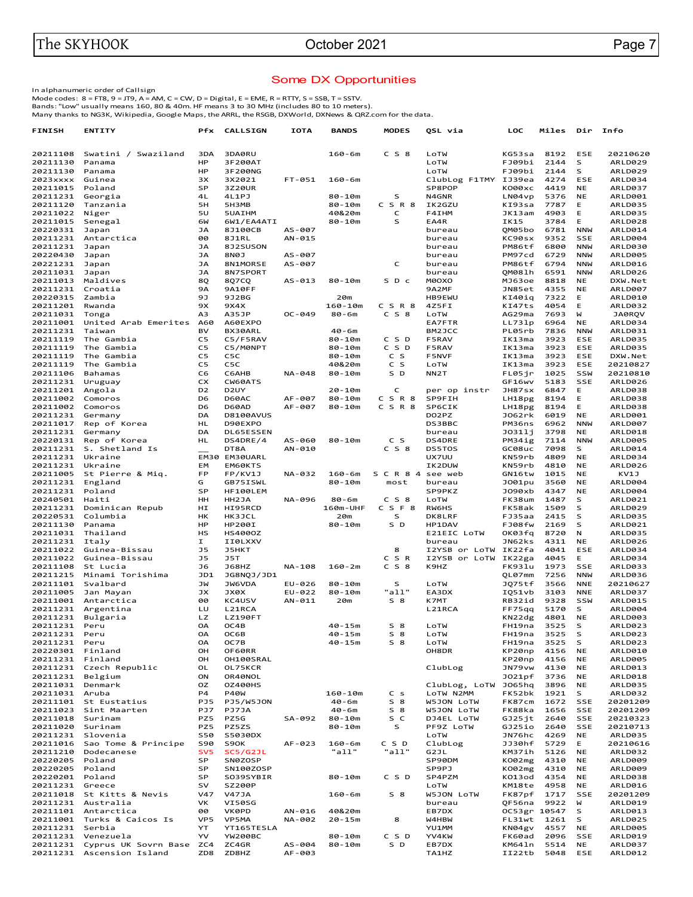## Some DX Opportunities

In alphanumeric order of Callsign
Mode codes: 8 = FT8, 9 = JT9, A = AM, C = CW, D = Digital, E = EME, R = RTTY, S = SSB, T = SSTV.
Bands: "Low" usually means 160, 80 & 40m. HF means 3 to 30 MHz (includes 80 to 10 meters).
Many thanks to NG3K, Wikipedia, Google Maps, the ARRL, the RSGB, DXWorld, DXNews & QRZ.com for the data.

| FINISH | ENTITY | Pfx | CALLSIGN | IOTA | BANDS | MODES | QSL via | LOC | Miles | Dir | Info |
|---|---|---|---|---|---|---|---|---|---|---|---|
| 20211108 | Swatini / Swaziland | 3DA | 3DA0RU | | 160-6m | C S 8 | LoTW | KG53sa | 8192 | ESE | 20210620 |
| 20211130 | Panama | HP | 3F200AT | | | | LoTW | FJ09bi | 2144 | S | ARLD029 |
| 20211130 | Panama | HP | 3F200NG | | | | LoTW | FJ09bi | 2144 | S | ARLD029 |
| 2023xxxx | Guinea | 3X | 3X2021 | FT-051 | 160-6m | | ClubLog F1TMY | IJ39ea | 4274 | ESE | ARLD034 |
| 20211015 | Poland | SP | 3Z20UR | | | | SP8POP | KO00xc | 4419 | NE | ARLD037 |
| 20211231 | Georgia | 4L | 4L1PJ | | 80-10m | S | N4GNR | LN04vp | 5376 | NE | ARLD001 |
| 20211120 | Tanzania | 5H | 5H3MB | | 80-10m | C S R 8 | IK2GZU | KI93sa | 7787 | E | ARLD035 |
| 20211022 | Niger | 5U | 5UAIHM | | 40&20m | C | F4IHM | JK13am | 4903 | E | ARLD035 |
| 20211015 | Senegal | 6W | 6W1/EA4ATI | | 80-10m | S | EA4R | IK15 | 3784 | E | ARLD028 |
| 20220331 | Japan | JA | 8J100CB | AS-007 | | | bureau | QM05bo | 6781 | NNW | ARLD014 |
| 20211231 | Antarctica | 00 | 8J1RL | AN-015 | | | bureau | KC90sx | 9352 | SSE | ARLD004 |
| 20211231 | Japan | JA | 8J2SUSON | | | | bureau | PM86tf | 6800 | NNW | ARLD030 |
| 20220430 | Japan | JA | 8N0J | AS-007 | | | bureau | PM97cd | 6729 | NNW | ARLD005 |
| 20221231 | Japan | JA | 8N1MORSE | AS-007 | | C | bureau | PM86tf | 6794 | NNW | ARLD016 |
| 20211031 | Japan | JA | 8N7SPORT | | | | bureau | QM08lh | 6591 | NNW | ARLD026 |
| 20211013 | Maldives | 8Q | 8Q7CQ | AS-013 | 80-10m | S D c | M0OXO | MJ63oe | 8818 | NE | DXW.Net |
| 20211231 | Croatia | 9A | 9A10FF | | | | 9A2MF | JN85et | 4355 | NE | ARLD007 |
| 20220315 | Zambia | 9J | 9J2BG | | 20m | | HB9EWU | KI40iq | 7322 | E | ARLD010 |
| 20211201 | Rwanda | 9X | 9X4X | | 160-10m | C S R 8 | 4Z5FI | KI47ts | 4054 | E | ARLD032 |
| 20211031 | Tonga | A3 | A35JP | OC-049 | 80-6m | C S 8 | LoTW | AG29ma | 7693 | W | JA0RQV |
| 20211001 | United Arab Emerites | A60 | A60EXPO | | | | EA7FTR | LL73lp | 6964 | NE | ARLD034 |
| 20211231 | Taiwan | BV | BX30ARL | | 40-6m | | BM2JCC | PL05rb | 7836 | NNW | ARLD031 |
| 20211119 | The Gambia | C5 | C5/F5RAV | | 80-10m | C S D | F5RAV | IK13ma | 3923 | ESE | ARLD035 |
| 20211119 | The Gambia | C5 | C5/M0NPT | | 80-10m | C S D | F5RAV | IK13ma | 3923 | ESE | ARLD035 |
| 20211119 | The Gambia | C5 | C5C | | 80-10m | C S | F5NVF | IK13ma | 3923 | ESE | DXW.Net |
| 20211119 | The Gambia | C5 | C5C | | 40&20m | C S | LoTW | IK13ma | 3923 | ESE | 20210827 |
| 20211106 | Bahamas | C6 | C6AHB | NA-048 | 80-10m | S D | NN2T | FL05jr | 1025 | SSW | 20210810 |
| 20211231 | Uruguay | CX | CW60ATS | | | | | GF16wv | 5183 | SSE | ARLD026 |
| 20211201 | Angola | D2 | D2UY | | 20-10m | C | per op instr | JH87sx | 6847 | E | ARLD038 |
| 20211002 | Comoros | D6 | D60AC | AF-007 | 80-10m | C S R 8 | SP9FIH | LH18pg | 8194 | E | ARLD038 |
| 20211002 | Comoros | D6 | D60AD | AF-007 | 80-10m | C S R 8 | SP6CIK | LH18pg | 8194 | E | ARLD038 |
| 20211231 | Germany | DA | D8100AVUS | | | | DO2PZ | JO62rk | 6019 | NE | ARLD001 |
| 20211017 | Rep of Korea | HL | D90EXPO | | | | DS3BBC | PM36ns | 6962 | NNW | ARLD007 |
| 20211231 | Germany | DA | DL65ESSEN | | | | bureau | JO31lj | 3798 | NE | ARLD018 |
| 20220131 | Rep of Korea | HL | DS4DRE/4 | AS-060 | 80-10m | C S | DS4DRE | PM34ig | 7114 | NNW | ARLD005 |
| 20211231 | S. Shetland Is | __ | DT8A | AN-010 | | C S 8 | DS5TOS | GC08uc | 7098 | S | ARLD014 |
| 20211231 | Ukraine | EM30 | EM30UARL | | | | UX7UU | KN59rb | 4809 | NE | ARLD034 |
| 20211231 | Ukraine | EM | EM60KTS | | | | IK2DUW | KN59rb | 4810 | NE | ARLD026 |
| 20211005 | St Pierre & Miq. | FP | FP/KV1J | NA-032 | 160-6m | S C R 8 4 | see web | GN16tw | 1015 | NE | KV1J |
| 20211231 | England | G | GB75ISWL | | 80-10m | most | bureau | JO01pu | 3560 | NE | ARLD004 |
| 20211231 | Poland | SP | HF100LEM | | | | SP9PKZ | JO90xb | 4347 | NE | ARLD004 |
| 20240501 | Haiti | HH | HH2JA | NA-096 | 80-6m | C S 8 | LoTW | FK38um | 1487 | S | ARLD021 |
| 20211231 | Dominican Repub | HI | HI95RCD | | 160m-UHF | C S F 8 | RW6HS | FK58ak | 1509 | S | ARLD029 |
| 20220531 | Columbia | HK | HK3CJL | | 20m | S | DK8LRF | FJ35aa | 2415 | S | ARLD035 |
| 20211130 | Panama | HP | HP200I | | 80-10m | S D | HP1DAV | FJ08fw | 2169 | S | ARLD021 |
| 20211031 | Thailand | HS | HS400OZ | | | | E21EIC LoTW | OK03fq | 8720 | N | ARLD035 |
| 20211231 | Italy | I | II0LXXV | | | | bureau | JN62ks | 4311 | NE | ARLD026 |
| 20211022 | Guinea-Bissau | J5 | J5HKT | | | 8 | I2YSB or LoTW | IK22fa | 4041 | ESE | ARLD034 |
| 20211022 | Guinea-Bissau | J5 | J5T | | | C S R | I2YSB or LoTW | IK22ga | 4045 | E | ARLD034 |
| 20211108 | St Lucia | J6 | J68HZ | NA-108 | 160-2m | C S 8 | K9HZ | FK93lu | 1973 | SSE | ARLD033 |
| 20211215 | Minami Torishima | JD1 | JG8NQJ/JD1 | | | | | QL07mm | 7256 | NNW | ARLD036 |
| 20211101 | Svalbard | JW | JW6VDA | EU-026 | 80-10m | S | LoTW | JQ75tf | 3566 | NNE | 20210627 |
| 20211005 | Jan Mayan | JX | JX0X | EU-022 | 80-6m | "all" | EA3DX | IQ51vb | 3103 | NNE | ARLD037 |
| 20211001 | Antarctica | 00 | KC4USV | AN-011 | 20m | S 8 | K7MT | RB32id | 9328 | SSW | ARLD015 |
| 20211231 | Argentina | LU | L21RCA | | | | L21RCA | FF75qq | 5170 | S | ARLD004 |
| 20211231 | Bulgaria | LZ | LZ190FT | | | | | KN22dg | 4801 | NE | ARLD003 |
| 20211231 | Peru | OA | OC4B | | 40-15m | S 8 | LoTW | FH19na | 3525 | S | ARLD023 |
| 20211231 | Peru | OA | OC6B | | 40-15m | S 8 | LoTW | FH19na | 3525 | S | ARLD023 |
| 20211231 | Peru | OA | OC7B | | 40-15m | S 8 | LoTW | FH19na | 3525 | S | ARLD023 |
| 20220301 | Finland | OH | OF60RR | | | | OH8DR | KP20np | 4156 | NE | ARLD010 |
| 20211231 | Finland | OH | OH100SRAL | | | | | KP20np | 4156 | NE | ARLD005 |
| 20211231 | Czech Republic | OL | OL75KCR | | | | ClubLog | JN79vw | 4130 | NE | ARLD013 |
| 20211231 | Belgium | ON | OR40NOL | | | | | JO21pf | 3736 | NE | ARLD018 |
| 20211031 | Denmark | OZ | OZ400HS | | | | ClubLog, LoTW | JO65hq | 3896 | NE | ARLD035 |
| 20211231 | Aruba | P4 | P40W | | 160-10m | C s | LoTW N2MM | FK52bk | 1921 | S | ARLD032 |
| 20211101 | St Eustatius | PJ5 | PJ5/W5JON | | 40-6m | S 8 | W5JON LoTW | FK87cm | 1672 | SSE | 20201209 |
| 20211023 | Sint Maarten | PJ7 | PJ7JA | | 40-6m | S 8 | W5JON LoTW | FK88ka | 1656 | SSE | 20201209 |
| 20211018 | Surinam | PZ5 | PZ5G | SA-092 | 80-10m | S C | DJ4EL LoTW | GJ25jt | 2640 | SSE | 20210323 |
| 20211020 | Surinam | PZ5 | PZ5ZS | | 80-10m | S | PF9Z LoTW | GJ25io | 2640 | SSE | 20210713 |
| 20211231 | Slovenia | S50 | S5030DX | | | | LoTW | JN76hc | 4269 | NE | ARLD035 |
| 20211016 | Sao Tome & Principe | S90 | S9OK | AF-023 | 160-6m | C S D | ClubLog | JJ30hf | 5729 | E | 20210616 |
| 20211210 | Dodecanese | SV5 | SC5/G2JL | | "all" | "all" | G2JL | KM37ih | 5126 | NE | ARLD032 |
| 20220205 | Poland | SP | SN0ZOSP | | | | SP90DM | KO02mg | 4310 | NE | ARLD009 |
| 20220205 | Poland | SP | SN100ZOSP | | | | SP9PJ | KO02mg | 4310 | NE | ARLD009 |
| 20220201 | Poland | SP | SO39SYBIR | | 80-10m | C S D | SP4PZM | KO13od | 4354 | NE | ARLD038 |
| 20211231 | Greece | SV | SZ200P | | | | LoTW | KM18te | 4958 | NE | ARLD016 |
| 20211018 | St Kitts & Nevis | V47 | V47JA | | 160-6m | S 8 | W5JON LoTW | FK87pf | 1717 | SSE | 20201209 |
| 20211231 | Australia | VK | VI50SG | | | | bureau | QF56na | 9922 | W | ARLD019 |
| 20211101 | Antarctica | 00 | VK0PD | AN-016 | 40&20m | | EB7DX | OC53gr | 10547 | S | ARLD013 |
| 20211001 | Turks & Caicos Is | VP5 | VP5MA | NA-002 | 20-15m | 8 | W4HBW | FL31wt | 1261 | S | ARLD025 |
| 20211231 | Serbia | YT | YT165TESLA | | | | YU1MM | KN04gv | 4557 | NE | ARLD005 |
| 20211231 | Venezuela | YV | YW200BC | | 80-10m | C S D | YV4KW | FK60ad | 2096 | SSE | ARLD019 |
| 20211231 | Cyprus UK Sovrn Base | ZC4 | ZC4GR | AS-004 | 80-10m | S D | EB7DX | KM64ln | 5514 | NE | ARLD037 |
| 20211231 | Ascension Island | ZD8 | ZD8HZ | AF-003 | | | TA1HZ | II22tb | 5048 | ESE | ARLD012 |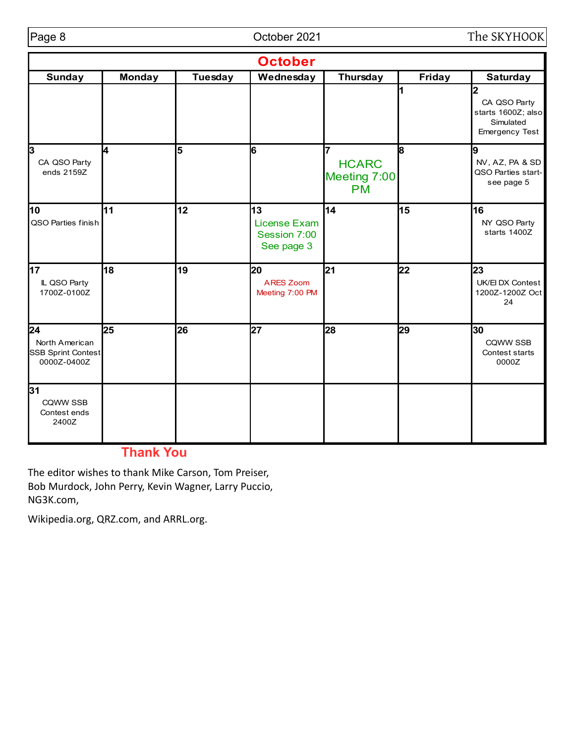## October

| Sunday | Monday | Tuesday | Wednesday | Thursday | Friday | Saturday |
|---|---|---|---|---|---|---|
| | | | | | 1 | 2 CA QSO Party starts 1600Z; also Simulated Emergency Test |
| 3 CA QSO Party ends 2159Z | 4 | 5 | 6 | 7 HCARC Meeting 7:00 PM | 8 | 9 NV, AZ, PA & SD QSO Parties start-see page 5 |
| 10 QSO Parties finish | 11 | 12 | 13 License Exam Session 7:00 See page 3 | 14 | 15 | 16 NY QSO Party starts 1400Z |
| 17 IL QSO Party 1700Z-0100Z | 18 | 19 | 20 ARES Zoom Meeting 7:00 PM | 21 | 22 | 23 UK/EI DX Contest 1200Z-1200Z Oct 24 |
| 24 North American SSB Sprint Contest 0000Z-0400Z | 25 | 26 | 27 | 28 | 29 | 30 CQWW SSB Contest starts 0000Z |
| 31 CQWW SSB Contest ends 2400Z | | | | | | |

## Thank You

The editor wishes to thank Mike Carson, Tom Preiser, Bob Murdock, John Perry, Kevin Wagner, Larry Puccio, NG3K.com,

Wikipedia.org, QRZ.com, and ARRL.org.